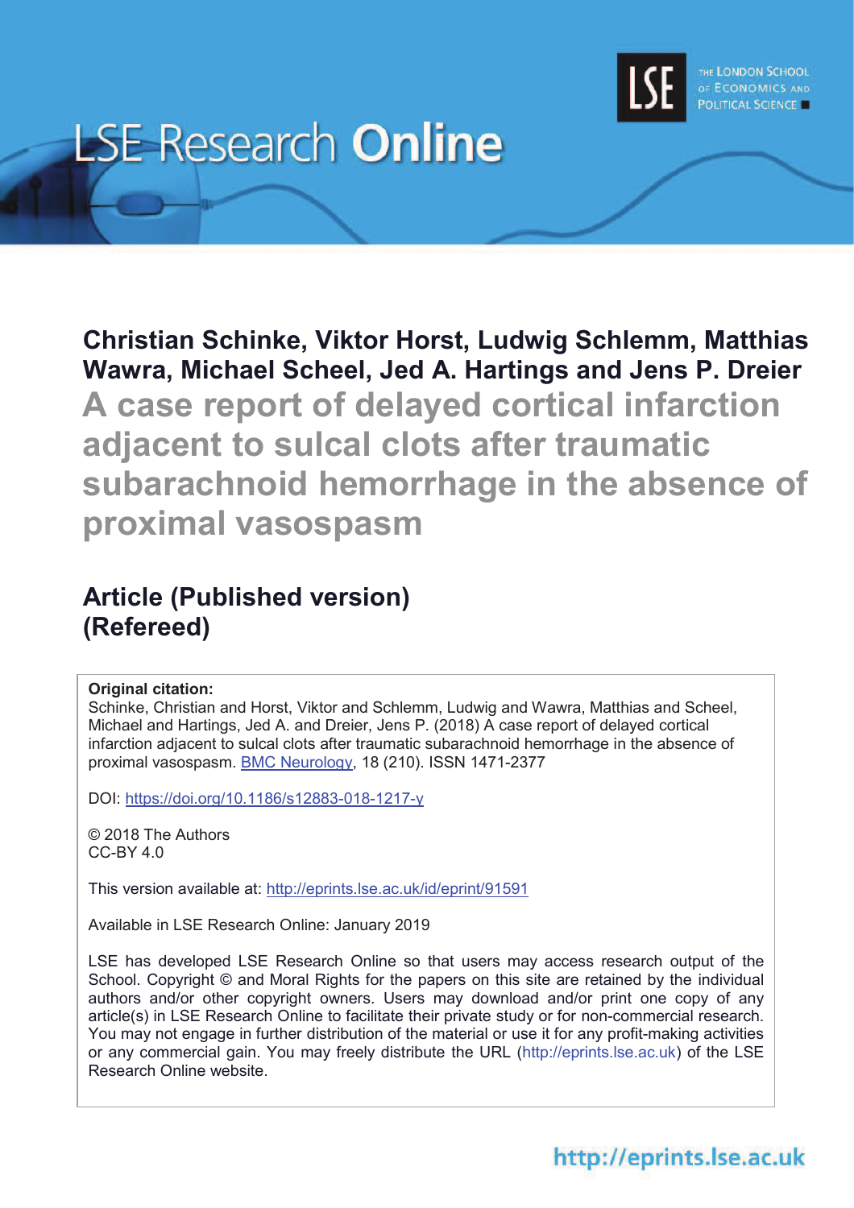LSE Research Online

**Christian Schinke, Viktor Horst, Ludwig Schlemm, Matthias Wawra, Michael Scheel, Jed A. Hartings and Jens P. Dreier**

# A case report of delayed cortical infarction adjacent to sulcal clots after traumatic subarachnoid hemorrhage in the absence of proximal vasospasm

## Article (Published version) (Refereed)

**Original citation:**
Schinke, Christian and Horst, Viktor and Schlemm, Ludwig and Wawra, Matthias and Scheel, Michael and Hartings, Jed A. and Dreier, Jens P. (2018) A case report of delayed cortical infarction adjacent to sulcal clots after traumatic subarachnoid hemorrhage in the absence of proximal vasospasm. BMC Neurology, 18 (210). ISSN 1471-2377

DOI: https://doi.org/10.1186/s12883-018-1217-y

© 2018 The Authors
CC-BY 4.0

This version available at: http://eprints.lse.ac.uk/id/eprint/91591

Available in LSE Research Online: January 2019

LSE has developed LSE Research Online so that users may access research output of the School. Copyright © and Moral Rights for the papers on this site are retained by the individual authors and/or other copyright owners. Users may download and/or print one copy of any article(s) in LSE Research Online to facilitate their private study or for non-commercial research. You may not engage in further distribution of the material or use it for any profit-making activities or any commercial gain. You may freely distribute the URL (http://eprints.lse.ac.uk) of the LSE Research Online website.

http://eprints.lse.ac.uk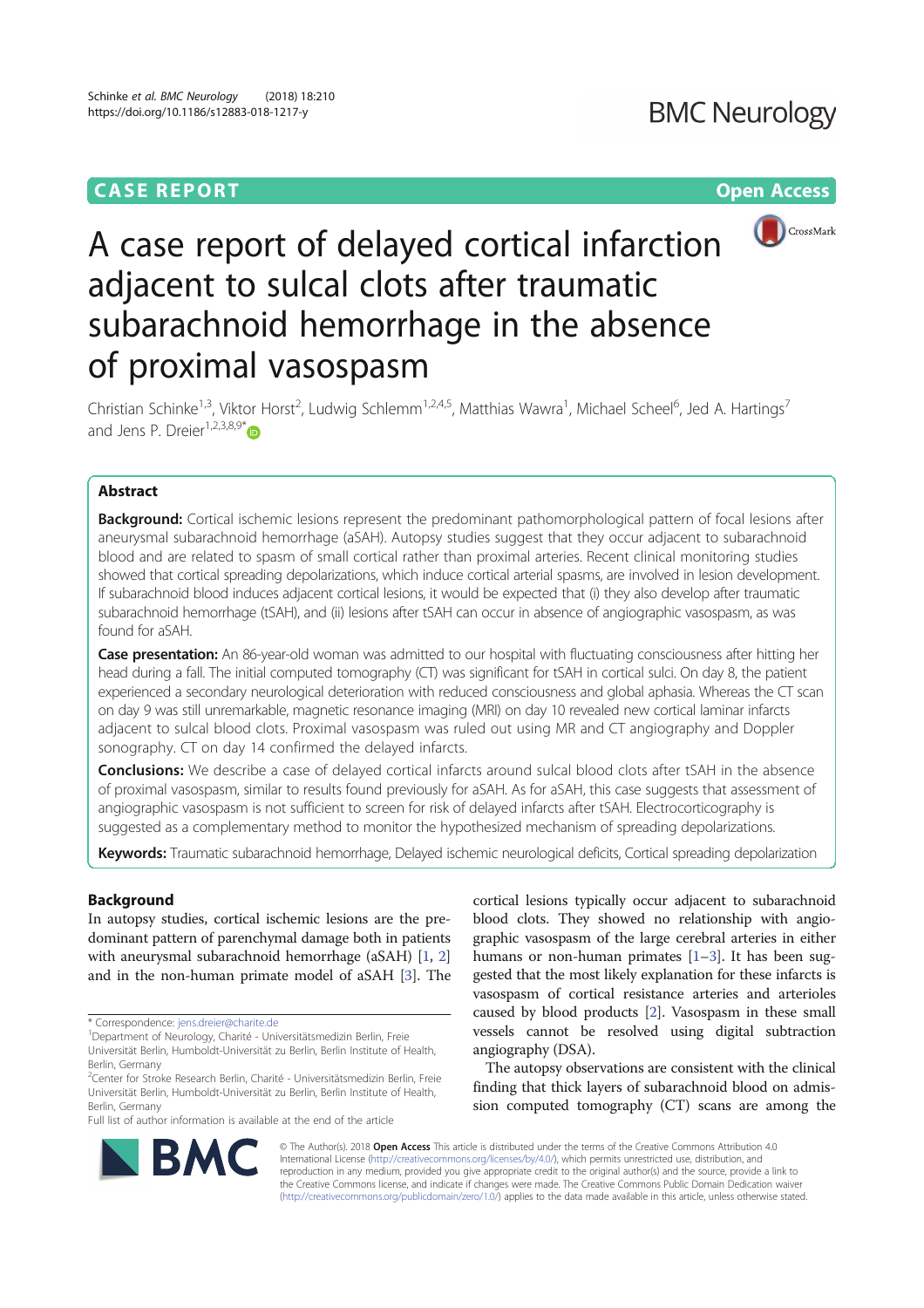# A case report of delayed cortical infarction adjacent to sulcal clots after traumatic subarachnoid hemorrhage in the absence of proximal vasospasm

Christian Schinke[1,3], Viktor Horst[2], Ludwig Schlemm[1,2,4,5], Matthias Wawra[1], Michael Scheel[6], Jed A. Hartings[7] and Jens P. Dreier[1,2,3,8,9*]

## Abstract

**Background:** Cortical ischemic lesions represent the predominant pathomorphological pattern of focal lesions after aneurysmal subarachnoid hemorrhage (aSAH). Autopsy studies suggest that they occur adjacent to subarachnoid blood and are related to spasm of small cortical rather than proximal arteries. Recent clinical monitoring studies showed that cortical spreading depolarizations, which induce cortical arterial spasms, are involved in lesion development. If subarachnoid blood induces adjacent cortical lesions, it would be expected that (i) they also develop after traumatic subarachnoid hemorrhage (tSAH), and (ii) lesions after tSAH can occur in absence of angiographic vasospasm, as was found for aSAH.

**Case presentation:** An 86-year-old woman was admitted to our hospital with fluctuating consciousness after hitting her head during a fall. The initial computed tomography (CT) was significant for tSAH in cortical sulci. On day 8, the patient experienced a secondary neurological deterioration with reduced consciousness and global aphasia. Whereas the CT scan on day 9 was still unremarkable, magnetic resonance imaging (MRI) on day 10 revealed new cortical laminar infarcts adjacent to sulcal blood clots. Proximal vasospasm was ruled out using MR and CT angiography and Doppler sonography. CT on day 14 confirmed the delayed infarcts.

**Conclusions:** We describe a case of delayed cortical infarcts around sulcal blood clots after tSAH in the absence of proximal vasospasm, similar to results found previously for aSAH. As for aSAH, this case suggests that assessment of angiographic vasospasm is not sufficient to screen for risk of delayed infarcts after tSAH. Electrocorticography is suggested as a complementary method to monitor the hypothesized mechanism of spreading depolarizations.

**Keywords:** Traumatic subarachnoid hemorrhage, Delayed ischemic neurological deficits, Cortical spreading depolarization

## Background

In autopsy studies, cortical ischemic lesions are the predominant pattern of parenchymal damage both in patients with aneurysmal subarachnoid hemorrhage (aSAH) [1, 2] and in the non-human primate model of aSAH [3]. The cortical lesions typically occur adjacent to subarachnoid blood clots. They showed no relationship with angiographic vasospasm of the large cerebral arteries in either humans or non-human primates [1–3]. It has been suggested that the most likely explanation for these infarcts is vasospasm of cortical resistance arteries and arterioles caused by blood products [2]. Vasospasm in these small vessels cannot be resolved using digital subtraction angiography (DSA).

The autopsy observations are consistent with the clinical finding that thick layers of subarachnoid blood on admission computed tomography (CT) scans are among the

* Correspondence: jens.dreier@charite.de
[1]Department of Neurology, Charité - Universitätsmedizin Berlin, Freie Universität Berlin, Humboldt-Universität zu Berlin, Berlin Institute of Health, Berlin, Germany
[2]Center for Stroke Research Berlin, Charité - Universitätsmedizin Berlin, Freie Universität Berlin, Humboldt-Universität zu Berlin, Berlin Institute of Health, Berlin, Germany
Full list of author information is available at the end of the article

© The Author(s). 2018 **Open Access** This article is distributed under the terms of the Creative Commons Attribution 4.0 International License (http://creativecommons.org/licenses/by/4.0/), which permits unrestricted use, distribution, and reproduction in any medium, provided you give appropriate credit to the original author(s) and the source, provide a link to the Creative Commons license, and indicate if changes were made. The Creative Commons Public Domain Dedication waiver (http://creativecommons.org/publicdomain/zero/1.0/) applies to the data made available in this article, unless otherwise stated.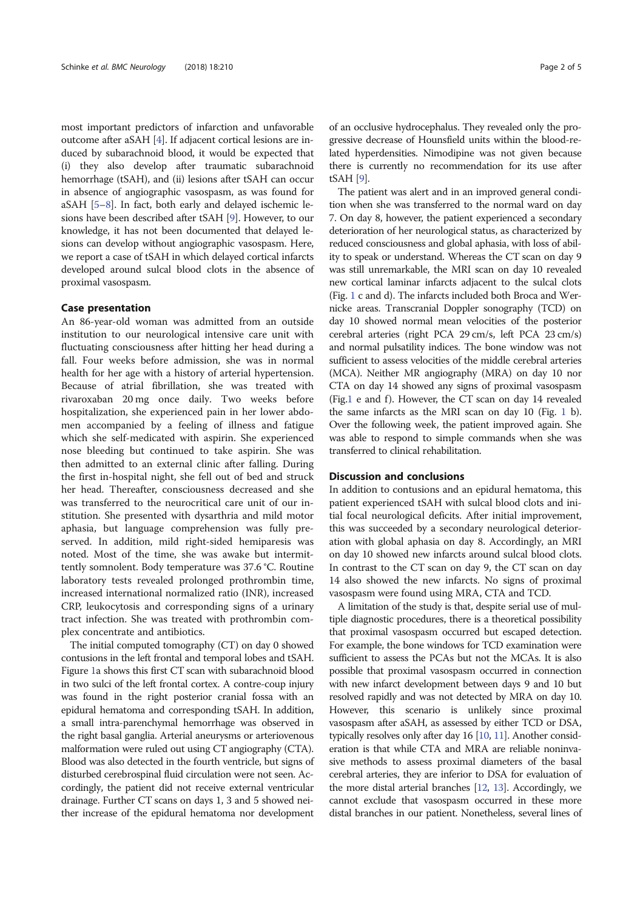most important predictors of infarction and unfavorable outcome after aSAH [4]. If adjacent cortical lesions are induced by subarachnoid blood, it would be expected that (i) they also develop after traumatic subarachnoid hemorrhage (tSAH), and (ii) lesions after tSAH can occur in absence of angiographic vasospasm, as was found for aSAH [5–8]. In fact, both early and delayed ischemic lesions have been described after tSAH [9]. However, to our knowledge, it has not been documented that delayed lesions can develop without angiographic vasospasm. Here, we report a case of tSAH in which delayed cortical infarcts developed around sulcal blood clots in the absence of proximal vasospasm.

## Case presentation

An 86-year-old woman was admitted from an outside institution to our neurological intensive care unit with fluctuating consciousness after hitting her head during a fall. Four weeks before admission, she was in normal health for her age with a history of arterial hypertension. Because of atrial fibrillation, she was treated with rivaroxaban 20 mg once daily. Two weeks before hospitalization, she experienced pain in her lower abdomen accompanied by a feeling of illness and fatigue which she self-medicated with aspirin. She experienced nose bleeding but continued to take aspirin. She was then admitted to an external clinic after falling. During the first in-hospital night, she fell out of bed and struck her head. Thereafter, consciousness decreased and she was transferred to the neurocritical care unit of our institution. She presented with dysarthria and mild motor aphasia, but language comprehension was fully preserved. In addition, mild right-sided hemiparesis was noted. Most of the time, she was awake but intermittently somnolent. Body temperature was 37.6 °C. Routine laboratory tests revealed prolonged prothrombin time, increased international normalized ratio (INR), increased CRP, leukocytosis and corresponding signs of a urinary tract infection. She was treated with prothrombin complex concentrate and antibiotics.

The initial computed tomography (CT) on day 0 showed contusions in the left frontal and temporal lobes and tSAH. Figure 1a shows this first CT scan with subarachnoid blood in two sulci of the left frontal cortex. A contre-coup injury was found in the right posterior cranial fossa with an epidural hematoma and corresponding tSAH. In addition, a small intra-parenchymal hemorrhage was observed in the right basal ganglia. Arterial aneurysms or arteriovenous malformation were ruled out using CT angiography (CTA). Blood was also detected in the fourth ventricle, but signs of disturbed cerebrospinal fluid circulation were not seen. Accordingly, the patient did not receive external ventricular drainage. Further CT scans on days 1, 3 and 5 showed neither increase of the epidural hematoma nor development of an occlusive hydrocephalus. They revealed only the progressive decrease of Hounsfield units within the blood-related hyperdensities. Nimodipine was not given because there is currently no recommendation for its use after tSAH [9].

The patient was alert and in an improved general condition when she was transferred to the normal ward on day 7. On day 8, however, the patient experienced a secondary deterioration of her neurological status, as characterized by reduced consciousness and global aphasia, with loss of ability to speak or understand. Whereas the CT scan on day 9 was still unremarkable, the MRI scan on day 10 revealed new cortical laminar infarcts adjacent to the sulcal clots (Fig. 1 c and d). The infarcts included both Broca and Wernicke areas. Transcranial Doppler sonography (TCD) on day 10 showed normal mean velocities of the posterior cerebral arteries (right PCA 29 cm/s, left PCA 23 cm/s) and normal pulsatility indices. The bone window was not sufficient to assess velocities of the middle cerebral arteries (MCA). Neither MR angiography (MRA) on day 10 nor CTA on day 14 showed any signs of proximal vasospasm (Fig.1 e and f). However, the CT scan on day 14 revealed the same infarcts as the MRI scan on day 10 (Fig. 1 b). Over the following week, the patient improved again. She was able to respond to simple commands when she was transferred to clinical rehabilitation.

## Discussion and conclusions

In addition to contusions and an epidural hematoma, this patient experienced tSAH with sulcal blood clots and initial focal neurological deficits. After initial improvement, this was succeeded by a secondary neurological deterioration with global aphasia on day 8. Accordingly, an MRI on day 10 showed new infarcts around sulcal blood clots. In contrast to the CT scan on day 9, the CT scan on day 14 also showed the new infarcts. No signs of proximal vasospasm were found using MRA, CTA and TCD.

A limitation of the study is that, despite serial use of multiple diagnostic procedures, there is a theoretical possibility that proximal vasospasm occurred but escaped detection. For example, the bone windows for TCD examination were sufficient to assess the PCAs but not the MCAs. It is also possible that proximal vasospasm occurred in connection with new infarct development between days 9 and 10 but resolved rapidly and was not detected by MRA on day 10. However, this scenario is unlikely since proximal vasospasm after aSAH, as assessed by either TCD or DSA, typically resolves only after day 16 [10, 11]. Another consideration is that while CTA and MRA are reliable noninvasive methods to assess proximal diameters of the basal cerebral arteries, they are inferior to DSA for evaluation of the more distal arterial branches [12, 13]. Accordingly, we cannot exclude that vasospasm occurred in these more distal branches in our patient. Nonetheless, several lines of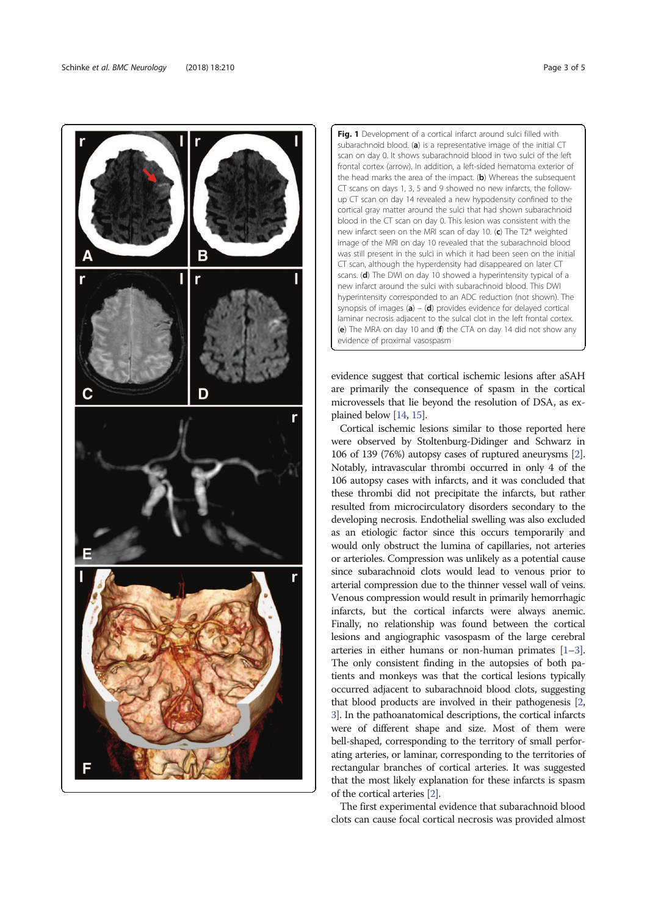**Fig. 1** Development of a cortical infarct around sulci filled with subarachnoid blood. (**a**) is a representative image of the initial CT scan on day 0. It shows subarachnoid blood in two sulci of the left frontal cortex (arrow). In addition, a left-sided hematoma exterior of the head marks the area of the impact. (**b**) Whereas the subsequent CT scans on days 1, 3, 5 and 9 showed no new infarcts, the follow-up CT scan on day 14 revealed a new hypodensity confined to the cortical gray matter around the sulci that had shown subarachnoid blood in the CT scan on day 0. This lesion was consistent with the new infarct seen on the MRI scan of day 10. (**c**) The T2* weighted image of the MRI on day 10 revealed that the subarachnoid blood was still present in the sulci in which it had been seen on the initial CT scan, although the hyperdensity had disappeared on later CT scans. (**d**) The DWI on day 10 showed a hyperintensity typical of a new infarct around the sulci with subarachnoid blood. This DWI hyperintensity corresponded to an ADC reduction (not shown). The synopsis of images (**a**) – (**d**) provides evidence for delayed cortical laminar necrosis adjacent to the sulcal clot in the left frontal cortex. (**e**) The MRA on day 10 and (**f**) the CTA on day 14 did not show any evidence of proximal vasospasm

evidence suggest that cortical ischemic lesions after aSAH are primarily the consequence of spasm in the cortical microvessels that lie beyond the resolution of DSA, as explained below [14, 15].

Cortical ischemic lesions similar to those reported here were observed by Stoltenburg-Didinger and Schwarz in 106 of 139 (76%) autopsy cases of ruptured aneurysms [2]. Notably, intravascular thrombi occurred in only 4 of the 106 autopsy cases with infarcts, and it was concluded that these thrombi did not precipitate the infarcts, but rather resulted from microcirculatory disorders secondary to the developing necrosis. Endothelial swelling was also excluded as an etiologic factor since this occurs temporarily and would only obstruct the lumina of capillaries, not arteries or arterioles. Compression was unlikely as a potential cause since subarachnoid clots would lead to venous prior to arterial compression due to the thinner vessel wall of veins. Venous compression would result in primarily hemorrhagic infarcts, but the cortical infarcts were always anemic. Finally, no relationship was found between the cortical lesions and angiographic vasospasm of the large cerebral arteries in either humans or non-human primates [1–3]. The only consistent finding in the autopsies of both patients and monkeys was that the cortical lesions typically occurred adjacent to subarachnoid blood clots, suggesting that blood products are involved in their pathogenesis [2, 3]. In the pathoanatomical descriptions, the cortical infarcts were of different shape and size. Most of them were bell-shaped, corresponding to the territory of small perforating arteries, or laminar, corresponding to the territories of rectangular branches of cortical arteries. It was suggested that the most likely explanation for these infarcts is spasm of the cortical arteries [2].

The first experimental evidence that subarachnoid blood clots can cause focal cortical necrosis was provided almost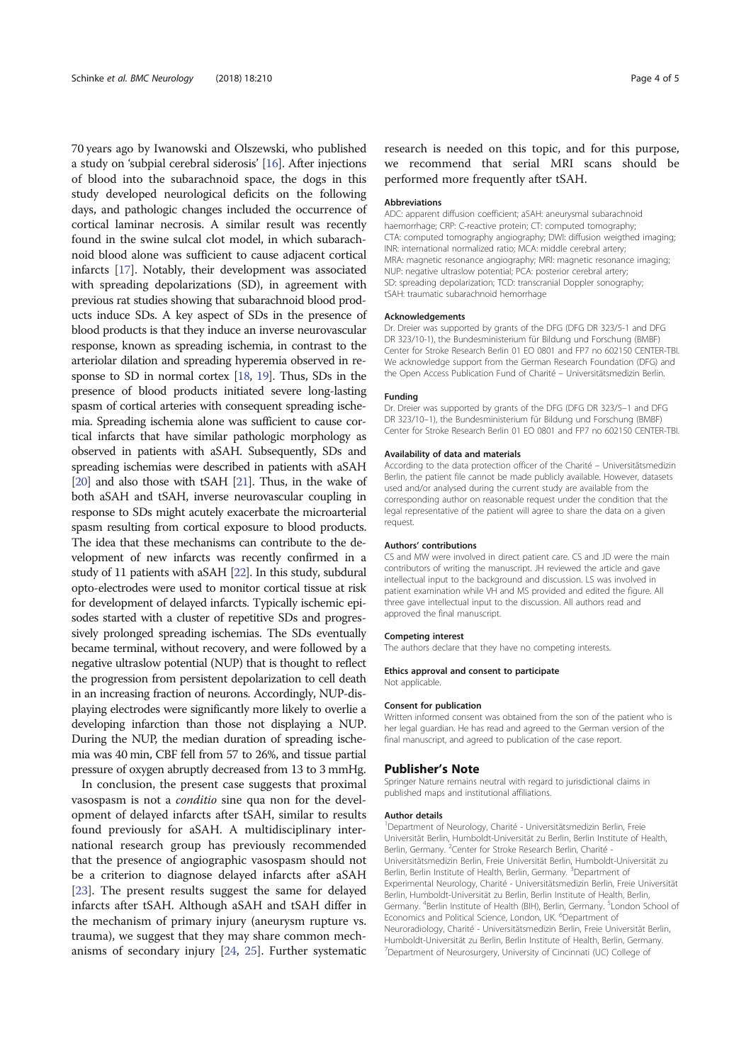70 years ago by Iwanowski and Olszewski, who published a study on 'subpial cerebral siderosis' [16]. After injections of blood into the subarachnoid space, the dogs in this study developed neurological deficits on the following days, and pathologic changes included the occurrence of cortical laminar necrosis. A similar result was recently found in the swine sulcal clot model, in which subarachnoid blood alone was sufficient to cause adjacent cortical infarcts [17]. Notably, their development was associated with spreading depolarizations (SD), in agreement with previous rat studies showing that subarachnoid blood products induce SDs. A key aspect of SDs in the presence of blood products is that they induce an inverse neurovascular response, known as spreading ischemia, in contrast to the arteriolar dilation and spreading hyperemia observed in response to SD in normal cortex [18, 19]. Thus, SDs in the presence of blood products initiated severe long-lasting spasm of cortical arteries with consequent spreading ischemia. Spreading ischemia alone was sufficient to cause cortical infarcts that have similar pathologic morphology as observed in patients with aSAH. Subsequently, SDs and spreading ischemias were described in patients with aSAH [20] and also those with tSAH [21]. Thus, in the wake of both aSAH and tSAH, inverse neurovascular coupling in response to SDs might acutely exacerbate the microarterial spasm resulting from cortical exposure to blood products. The idea that these mechanisms can contribute to the development of new infarcts was recently confirmed in a study of 11 patients with aSAH [22]. In this study, subdural opto-electrodes were used to monitor cortical tissue at risk for development of delayed infarcts. Typically ischemic episodes started with a cluster of repetitive SDs and progressively prolonged spreading ischemias. The SDs eventually became terminal, without recovery, and were followed by a negative ultraslow potential (NUP) that is thought to reflect the progression from persistent depolarization to cell death in an increasing fraction of neurons. Accordingly, NUP-displaying electrodes were significantly more likely to overlie a developing infarction than those not displaying a NUP. During the NUP, the median duration of spreading ischemia was 40 min, CBF fell from 57 to 26%, and tissue partial pressure of oxygen abruptly decreased from 13 to 3 mmHg.

In conclusion, the present case suggests that proximal vasospasm is not a *conditio* sine qua non for the development of delayed infarcts after tSAH, similar to results found previously for aSAH. A multidisciplinary international research group has previously recommended that the presence of angiographic vasospasm should not be a criterion to diagnose delayed infarcts after aSAH [23]. The present results suggest the same for delayed infarcts after tSAH. Although aSAH and tSAH differ in the mechanism of primary injury (aneurysm rupture vs. trauma), we suggest that they may share common mechanisms of secondary injury [24, 25]. Further systematic research is needed on this topic, and for this purpose, we recommend that serial MRI scans should be performed more frequently after tSAH.

#### Abbreviations

ADC: apparent diffusion coefficient; aSAH: aneurysmal subarachnoid haemorrhage; CRP: C-reactive protein; CT: computed tomography; CTA: computed tomography angiography; DWI: diffusion weigthed imaging; INR: international normalized ratio; MCA: middle cerebral artery; MRA: magnetic resonance angiography; MRI: magnetic resonance imaging; NUP: negative ultraslow potential; PCA: posterior cerebral artery; SD: spreading depolarization; TCD: transcranial Doppler sonography; tSAH: traumatic subarachnoid hemorrhage

#### Acknowledgements

Dr. Dreier was supported by grants of the DFG (DFG DR 323/5-1 and DFG DR 323/10-1), the Bundesministerium für Bildung und Forschung (BMBF) Center for Stroke Research Berlin 01 EO 0801 and FP7 no 602150 CENTER-TBI. We acknowledge support from the German Research Foundation (DFG) and the Open Access Publication Fund of Charité – Universitätsmedizin Berlin.

#### Funding

Dr. Dreier was supported by grants of the DFG (DFG DR 323/5–1 and DFG DR 323/10–1), the Bundesministerium für Bildung und Forschung (BMBF) Center for Stroke Research Berlin 01 EO 0801 and FP7 no 602150 CENTER-TBI.

#### Availability of data and materials

According to the data protection officer of the Charité – Universitätsmedizin Berlin, the patient file cannot be made publicly available. However, datasets used and/or analysed during the current study are available from the corresponding author on reasonable request under the condition that the legal representative of the patient will agree to share the data on a given request.

#### Authors' contributions

CS and MW were involved in direct patient care. CS and JD were the main contributors of writing the manuscript. JH reviewed the article and gave intellectual input to the background and discussion. LS was involved in patient examination while VH and MS provided and edited the figure. All three gave intellectual input to the discussion. All authors read and approved the final manuscript.

#### Competing interest

The authors declare that they have no competing interests.

#### Ethics approval and consent to participate

Not applicable.

#### Consent for publication

Written informed consent was obtained from the son of the patient who is her legal guardian. He has read and agreed to the German version of the final manuscript, and agreed to publication of the case report.

## Publisher's Note

Springer Nature remains neutral with regard to jurisdictional claims in published maps and institutional affiliations.

#### Author details

[1]Department of Neurology, Charité - Universitätsmedizin Berlin, Freie Universität Berlin, Humboldt-Universität zu Berlin, Berlin Institute of Health, Berlin, Germany. [2]Center for Stroke Research Berlin, Charité - Universitätsmedizin Berlin, Freie Universität Berlin, Humboldt-Universität zu Berlin, Berlin Institute of Health, Berlin, Germany. [3]Department of Experimental Neurology, Charité - Universitätsmedizin Berlin, Freie Universität Berlin, Humboldt-Universität zu Berlin, Berlin Institute of Health, Berlin, Germany. [4]Berlin Institute of Health (BIH), Berlin, Germany. [5]London School of Economics and Political Science, London, UK. [6]Department of Neuroradiology, Charité - Universitätsmedizin Berlin, Freie Universität Berlin, Humboldt-Universität zu Berlin, Berlin Institute of Health, Berlin, Germany. [7]Department of Neurosurgery, University of Cincinnati (UC) College of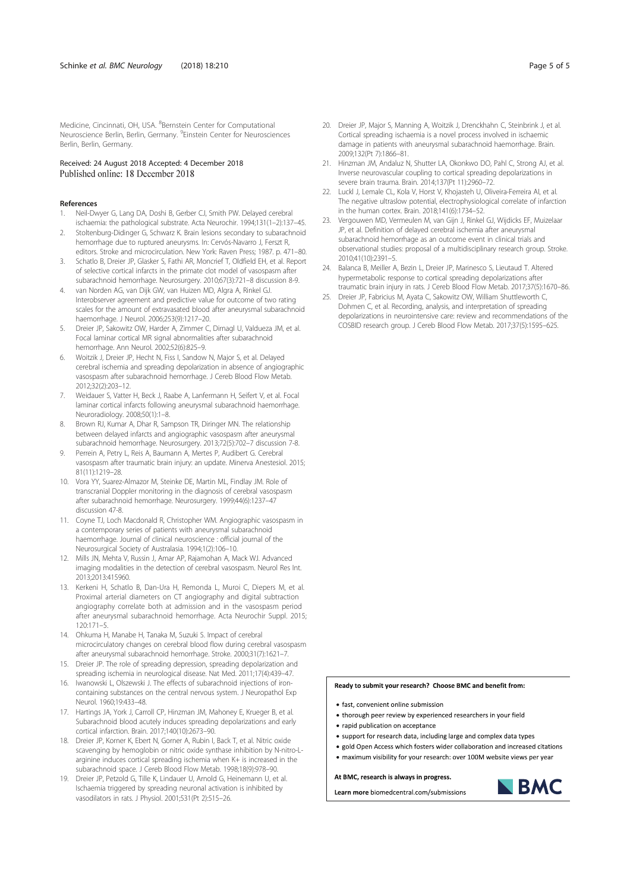Medicine, Cincinnati, OH, USA. [8]Bernstein Center for Computational Neuroscience Berlin, Berlin, Germany. [9]Einstein Center for Neurosciences Berlin, Berlin, Germany.

Received: 24 August 2018 Accepted: 4 December 2018
Published online: 18 December 2018

## References

1. Neil-Dwyer G, Lang DA, Doshi B, Gerber CJ, Smith PW. Delayed cerebral ischaemia: the pathological substrate. Acta Neurochir. 1994;131(1–2):137–45.
2. Stoltenburg-Didinger G, Schwarz K. Brain lesions secondary to subarachnoid hemorrhage due to ruptured aneurysms. In: Cervós-Navarro J, Ferszt R, editors. Stroke and microcirculation. New York: Raven Press; 1987. p. 471–80.
3. Schatlo B, Dreier JP, Glasker S, Fathi AR, Moncrief T, Oldfield EH, et al. Report of selective cortical infarcts in the primate clot model of vasospasm after subarachnoid hemorrhage. Neurosurgery. 2010;67(3):721–8 discussion 8-9.
4. van Norden AG, van Dijk GW, van Huizen MD, Algra A, Rinkel GJ. Interobserver agreement and predictive value for outcome of two rating scales for the amount of extravasated blood after aneurysmal subarachnoid haemorrhage. J Neurol. 2006;253(9):1217–20.
5. Dreier JP, Sakowitz OW, Harder A, Zimmer C, Dirnagl U, Valdueza JM, et al. Focal laminar cortical MR signal abnormalities after subarachnoid hemorrhage. Ann Neurol. 2002;52(6):825–9.
6. Woitzik J, Dreier JP, Hecht N, Fiss I, Sandow N, Major S, et al. Delayed cerebral ischemia and spreading depolarization in absence of angiographic vasospasm after subarachnoid hemorrhage. J Cereb Blood Flow Metab. 2012;32(2):203–12.
7. Weidauer S, Vatter H, Beck J, Raabe A, Lanfermann H, Seifert V, et al. Focal laminar cortical infarcts following aneurysmal subarachnoid haemorrhage. Neuroradiology. 2008;50(1):1–8.
8. Brown RJ, Kumar A, Dhar R, Sampson TR, Diringer MN. The relationship between delayed infarcts and angiographic vasospasm after aneurysmal subarachnoid hemorrhage. Neurosurgery. 2013;72(5):702–7 discussion 7-8.
9. Perrein A, Petry L, Reis A, Baumann A, Mertes P, Audibert G. Cerebral vasospasm after traumatic brain injury: an update. Minerva Anestesiol. 2015; 81(11):1219–28.
10. Vora YY, Suarez-Almazor M, Steinke DE, Martin ML, Findlay JM. Role of transcranial Doppler monitoring in the diagnosis of cerebral vasospasm after subarachnoid hemorrhage. Neurosurgery. 1999;44(6):1237–47 discussion 47-8.
11. Coyne TJ, Loch Macdonald R, Christopher WM. Angiographic vasospasm in a contemporary series of patients with aneurysmal subarachnoid haemorrhage. Journal of clinical neuroscience : official journal of the Neurosurgical Society of Australasia. 1994;1(2):106–10.
12. Mills JN, Mehta V, Russin J, Amar AP, Rajamohan A, Mack WJ. Advanced imaging modalities in the detection of cerebral vasospasm. Neurol Res Int. 2013;2013:415960.
13. Kerkeni H, Schatlo B, Dan-Ura H, Remonda L, Muroi C, Diepers M, et al. Proximal arterial diameters on CT angiography and digital subtraction angiography correlate both at admission and in the vasospasm period after aneurysmal subarachnoid hemorrhage. Acta Neurochir Suppl. 2015; 120:171–5.
14. Ohkuma H, Manabe H, Tanaka M, Suzuki S. Impact of cerebral microcirculatory changes on cerebral blood flow during cerebral vasospasm after aneurysmal subarachnoid hemorrhage. Stroke. 2000;31(7):1621–7.
15. Dreier JP. The role of spreading depression, spreading depolarization and spreading ischemia in neurological disease. Nat Med. 2011;17(4):439–47.
16. Iwanowski L, Olszewski J. The effects of subarachnoid injections of iron-containing substances on the central nervous system. J Neuropathol Exp Neurol. 1960;19:433–48.
17. Hartings JA, York J, Carroll CP, Hinzman JM, Mahoney E, Krueger B, et al. Subarachnoid blood acutely induces spreading depolarizations and early cortical infarction. Brain. 2017;140(10):2673–90.
18. Dreier JP, Korner K, Ebert N, Gorner A, Rubin I, Back T, et al. Nitric oxide scavenging by hemoglobin or nitric oxide synthase inhibition by N-nitro-L-arginine induces cortical spreading ischemia when K+ is increased in the subarachnoid space. J Cereb Blood Flow Metab. 1998;18(9):978–90.
19. Dreier JP, Petzold G, Tille K, Lindauer U, Arnold G, Heinemann U, et al. Ischaemia triggered by spreading neuronal activation is inhibited by vasodilators in rats. J Physiol. 2001;531(Pt 2):515–26.
20. Dreier JP, Major S, Manning A, Woitzik J, Drenckhahn C, Steinbrink J, et al. Cortical spreading ischaemia is a novel process involved in ischaemic damage in patients with aneurysmal subarachnoid haemorrhage. Brain. 2009;132(Pt 7):1866–81.
21. Hinzman JM, Andaluz N, Shutter LA, Okonkwo DO, Pahl C, Strong AJ, et al. Inverse neurovascular coupling to cortical spreading depolarizations in severe brain trauma. Brain. 2014;137(Pt 11):2960–72.
22. Luckl J, Lemale CL, Kola V, Horst V, Khojasteh U, Oliveira-Ferreira AI, et al. The negative ultraslow potential, electrophysiological correlate of infarction in the human cortex. Brain. 2018;141(6):1734–52.
23. Vergouwen MD, Vermeulen M, van Gijn J, Rinkel GJ, Wijdicks EF, Muizelaar JP, et al. Definition of delayed cerebral ischemia after aneurysmal subarachnoid hemorrhage as an outcome event in clinical trials and observational studies: proposal of a multidisciplinary research group. Stroke. 2010;41(10):2391–5.
24. Balanca B, Meiller A, Bezin L, Dreier JP, Marinesco S, Lieutaud T. Altered hypermetabolic response to cortical spreading depolarizations after traumatic brain injury in rats. J Cereb Blood Flow Metab. 2017;37(5):1670–86.
25. Dreier JP, Fabricius M, Ayata C, Sakowitz OW, William Shuttleworth C, Dohmen C, et al. Recording, analysis, and interpretation of spreading depolarizations in neurointensive care: review and recommendations of the COSBID research group. J Cereb Blood Flow Metab. 2017;37(5):1595–625.

**Ready to submit your research? Choose BMC and benefit from:**

- fast, convenient online submission
- thorough peer review by experienced researchers in your field
- rapid publication on acceptance
- support for research data, including large and complex data types
- gold Open Access which fosters wider collaboration and increased citations
- maximum visibility for your research: over 100M website views per year

**At BMC, research is always in progress.**

**Learn more** biomedcentral.com/submissions

BMC